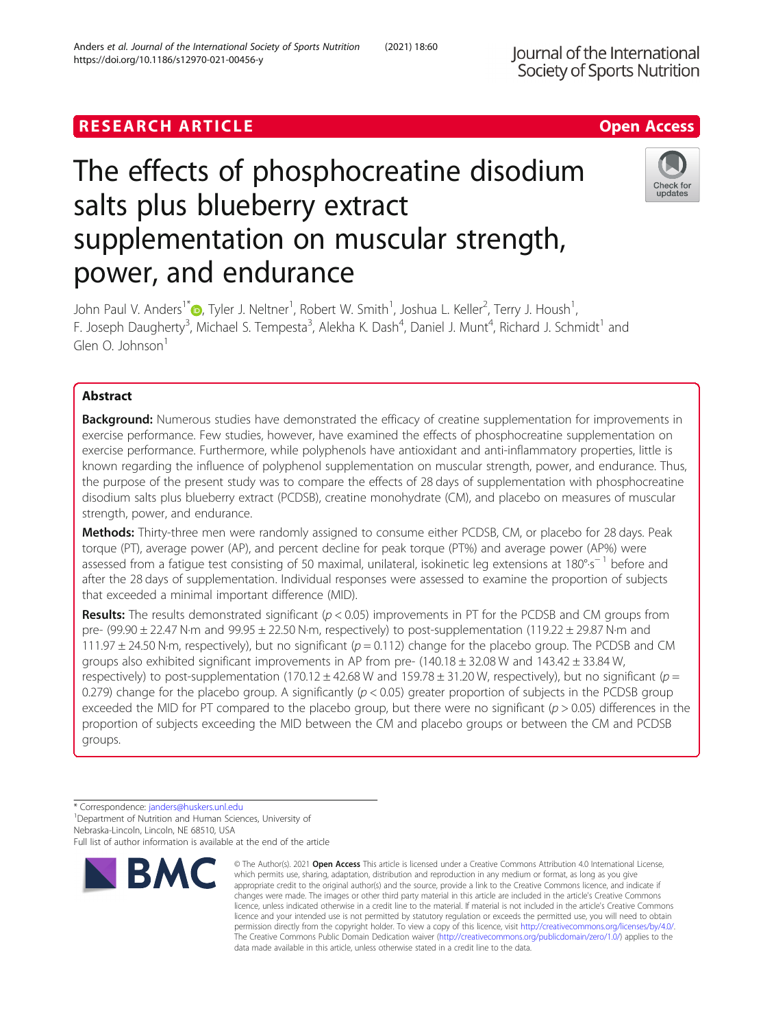RESEARCH ARTICLE

Open Access

# The effects of phosphocreatine disodium salts plus blueberry extract supplementation on muscular strength, power, and endurance

John Paul V. Anders[1*], Tyler J. Neltner[1], Robert W. Smith[1], Joshua L. Keller[2], Terry J. Housh[1], F. Joseph Daugherty[3], Michael S. Tempesta[3], Alekha K. Dash[4], Daniel J. Munt[4], Richard J. Schmidt[1] and Glen O. Johnson[1]

## Abstract

**Background:** Numerous studies have demonstrated the efficacy of creatine supplementation for improvements in exercise performance. Few studies, however, have examined the effects of phosphocreatine supplementation on exercise performance. Furthermore, while polyphenols have antioxidant and anti-inflammatory properties, little is known regarding the influence of polyphenol supplementation on muscular strength, power, and endurance. Thus, the purpose of the present study was to compare the effects of 28 days of supplementation with phosphocreatine disodium salts plus blueberry extract (PCDSB), creatine monohydrate (CM), and placebo on measures of muscular strength, power, and endurance.

**Methods:** Thirty-three men were randomly assigned to consume either PCDSB, CM, or placebo for 28 days. Peak torque (PT), average power (AP), and percent decline for peak torque (PT%) and average power (AP%) were assessed from a fatigue test consisting of 50 maximal, unilateral, isokinetic leg extensions at $180°\cdot s^{-1}$ before and after the 28 days of supplementation. Individual responses were assessed to examine the proportion of subjects that exceeded a minimal important difference (MID).

**Results:** The results demonstrated significant ($p < 0.05$) improvements in PT for the PCDSB and CM groups from pre- (99.90 ± 22.47 N·m and 99.95 ± 22.50 N·m, respectively) to post-supplementation (119.22 ± 29.87 N·m and 111.97 ± 24.50 N·m, respectively), but no significant ($p = 0.112$) change for the placebo group. The PCDSB and CM groups also exhibited significant improvements in AP from pre- (140.18 ± 32.08 W and 143.42 ± 33.84 W, respectively) to post-supplementation (170.12 ± 42.68 W and 159.78 ± 31.20 W, respectively), but no significant ($p = 0.279$) change for the placebo group. A significantly ($p < 0.05$) greater proportion of subjects in the PCDSB group exceeded the MID for PT compared to the placebo group, but there were no significant ($p > 0.05$) differences in the proportion of subjects exceeding the MID between the CM and placebo groups or between the CM and PCDSB groups.

\* Correspondence: janders@huskers.unl.edu
[1]Department of Nutrition and Human Sciences, University of Nebraska-Lincoln, Lincoln, NE 68510, USA
Full list of author information is available at the end of the article

© The Author(s). 2021 **Open Access** This article is licensed under a Creative Commons Attribution 4.0 International License, which permits use, sharing, adaptation, distribution and reproduction in any medium or format, as long as you give appropriate credit to the original author(s) and the source, provide a link to the Creative Commons licence, and indicate if changes were made. The images or other third party material in this article are included in the article's Creative Commons licence, unless indicated otherwise in a credit line to the material. If material is not included in the article's Creative Commons licence and your intended use is not permitted by statutory regulation or exceeds the permitted use, you will need to obtain permission directly from the copyright holder. To view a copy of this licence, visit http://creativecommons.org/licenses/by/4.0/. The Creative Commons Public Domain Dedication waiver (http://creativecommons.org/publicdomain/zero/1.0/) applies to the data made available in this article, unless otherwise stated in a credit line to the data.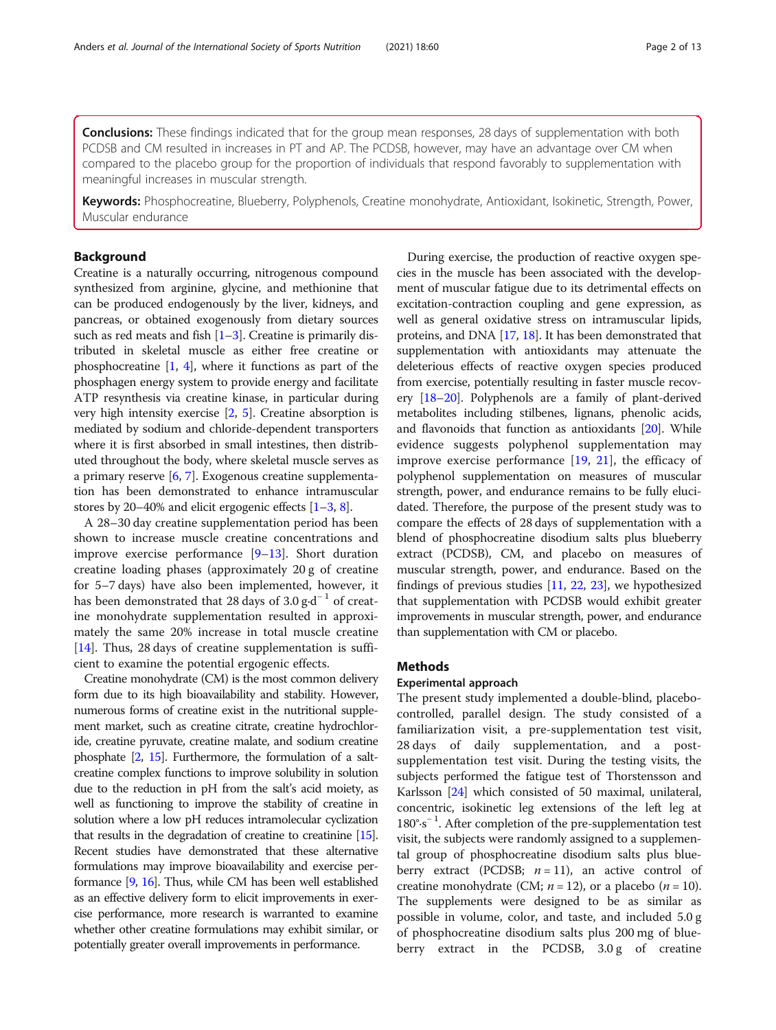**Conclusions:** These findings indicated that for the group mean responses, 28 days of supplementation with both PCDSB and CM resulted in increases in PT and AP. The PCDSB, however, may have an advantage over CM when compared to the placebo group for the proportion of individuals that respond favorably to supplementation with meaningful increases in muscular strength.

**Keywords:** Phosphocreatine, Blueberry, Polyphenols, Creatine monohydrate, Antioxidant, Isokinetic, Strength, Power, Muscular endurance

## Background

Creatine is a naturally occurring, nitrogenous compound synthesized from arginine, glycine, and methionine that can be produced endogenously by the liver, kidneys, and pancreas, or obtained exogenously from dietary sources such as red meats and fish [1–3]. Creatine is primarily distributed in skeletal muscle as either free creatine or phosphocreatine [1, 4], where it functions as part of the phosphagen energy system to provide energy and facilitate ATP resynthesis via creatine kinase, in particular during very high intensity exercise [2, 5]. Creatine absorption is mediated by sodium and chloride-dependent transporters where it is first absorbed in small intestines, then distributed throughout the body, where skeletal muscle serves as a primary reserve [6, 7]. Exogenous creatine supplementation has been demonstrated to enhance intramuscular stores by 20–40% and elicit ergogenic effects [1–3, 8].

A 28–30 day creatine supplementation period has been shown to increase muscle creatine concentrations and improve exercise performance [9–13]. Short duration creatine loading phases (approximately 20 g of creatine for 5–7 days) have also been implemented, however, it has been demonstrated that 28 days of 3.0 $g{\cdot}d^{-1}$ of creatine monohydrate supplementation resulted in approximately the same 20% increase in total muscle creatine [14]. Thus, 28 days of creatine supplementation is sufficient to examine the potential ergogenic effects.

Creatine monohydrate (CM) is the most common delivery form due to its high bioavailability and stability. However, numerous forms of creatine exist in the nutritional supplement market, such as creatine citrate, creatine hydrochloride, creatine pyruvate, creatine malate, and sodium creatine phosphate [2, 15]. Furthermore, the formulation of a salt-creatine complex functions to improve solubility in solution due to the reduction in pH from the salt's acid moiety, as well as functioning to improve the stability of creatine in solution where a low pH reduces intramolecular cyclization that results in the degradation of creatine to creatinine [15]. Recent studies have demonstrated that these alternative formulations may improve bioavailability and exercise performance [9, 16]. Thus, while CM has been well established as an effective delivery form to elicit improvements in exercise performance, more research is warranted to examine whether other creatine formulations may exhibit similar, or potentially greater overall improvements in performance.

During exercise, the production of reactive oxygen species in the muscle has been associated with the development of muscular fatigue due to its detrimental effects on excitation-contraction coupling and gene expression, as well as general oxidative stress on intramuscular lipids, proteins, and DNA [17, 18]. It has been demonstrated that supplementation with antioxidants may attenuate the deleterious effects of reactive oxygen species produced from exercise, potentially resulting in faster muscle recovery [18–20]. Polyphenols are a family of plant-derived metabolites including stilbenes, lignans, phenolic acids, and flavonoids that function as antioxidants [20]. While evidence suggests polyphenol supplementation may improve exercise performance [19, 21], the efficacy of polyphenol supplementation on measures of muscular strength, power, and endurance remains to be fully elucidated. Therefore, the purpose of the present study was to compare the effects of 28 days of supplementation with a blend of phosphocreatine disodium salts plus blueberry extract (PCDSB), CM, and placebo on measures of muscular strength, power, and endurance. Based on the findings of previous studies [11, 22, 23], we hypothesized that supplementation with PCDSB would exhibit greater improvements in muscular strength, power, and endurance than supplementation with CM or placebo.

## Methods

### Experimental approach

The present study implemented a double-blind, placebo-controlled, parallel design. The study consisted of a familiarization visit, a pre-supplementation test visit, 28 days of daily supplementation, and a post-supplementation test visit. During the testing visits, the subjects performed the fatigue test of Thorstensson and Karlsson [24] which consisted of 50 maximal, unilateral, concentric, isokinetic leg extensions of the left leg at $180^{\circ}{\cdot}s^{-1}$. After completion of the pre-supplementation test visit, the subjects were randomly assigned to a supplemental group of phosphocreatine disodium salts plus blueberry extract (PCDSB; $n = 11$), an active control of creatine monohydrate (CM; $n = 12$), or a placebo ($n = 10$). The supplements were designed to be as similar as possible in volume, color, and taste, and included 5.0 g of phosphocreatine disodium salts plus 200 mg of blueberry extract in the PCDSB, 3.0 g of creatine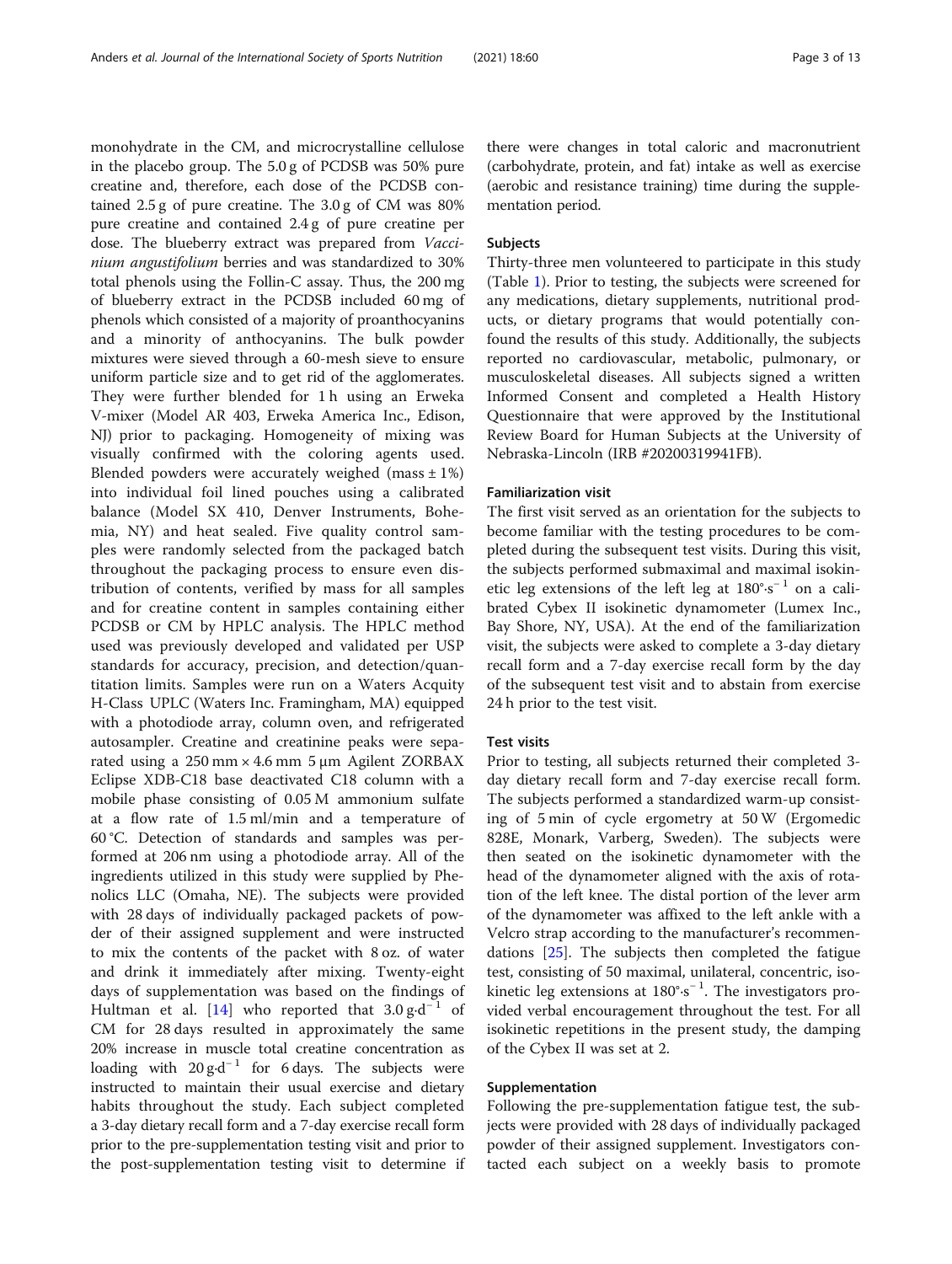monohydrate in the CM, and microcrystalline cellulose in the placebo group. The 5.0 g of PCDSB was 50% pure creatine and, therefore, each dose of the PCDSB contained 2.5 g of pure creatine. The 3.0 g of CM was 80% pure creatine and contained 2.4 g of pure creatine per dose. The blueberry extract was prepared from *Vaccinium angustifolium* berries and was standardized to 30% total phenols using the Follin-C assay. Thus, the 200 mg of blueberry extract in the PCDSB included 60 mg of phenols which consisted of a majority of proanthocyanins and a minority of anthocyanins. The bulk powder mixtures were sieved through a 60-mesh sieve to ensure uniform particle size and to get rid of the agglomerates. They were further blended for 1 h using an Erweka V-mixer (Model AR 403, Erweka America Inc., Edison, NJ) prior to packaging. Homogeneity of mixing was visually confirmed with the coloring agents used. Blended powders were accurately weighed (mass ± 1%) into individual foil lined pouches using a calibrated balance (Model SX 410, Denver Instruments, Bohemia, NY) and heat sealed. Five quality control samples were randomly selected from the packaged batch throughout the packaging process to ensure even distribution of contents, verified by mass for all samples and for creatine content in samples containing either PCDSB or CM by HPLC analysis. The HPLC method used was previously developed and validated per USP standards for accuracy, precision, and detection/quantitation limits. Samples were run on a Waters Acquity H-Class UPLC (Waters Inc. Framingham, MA) equipped with a photodiode array, column oven, and refrigerated autosampler. Creatine and creatinine peaks were separated using a 250 mm × 4.6 mm 5 μm Agilent ZORBAX Eclipse XDB-C18 base deactivated C18 column with a mobile phase consisting of 0.05 M ammonium sulfate at a flow rate of 1.5 ml/min and a temperature of 60 °C. Detection of standards and samples was performed at 206 nm using a photodiode array. All of the ingredients utilized in this study were supplied by Phenolics LLC (Omaha, NE). The subjects were provided with 28 days of individually packaged packets of powder of their assigned supplement and were instructed to mix the contents of the packet with 8 oz. of water and drink it immediately after mixing. Twenty-eight days of supplementation was based on the findings of Hultman et al. [14] who reported that $3.0\ g \cdot d^{-1}$ of CM for 28 days resulted in approximately the same 20% increase in muscle total creatine concentration as loading with $20\ g \cdot d^{-1}$ for 6 days. The subjects were instructed to maintain their usual exercise and dietary habits throughout the study. Each subject completed a 3-day dietary recall form and a 7-day exercise recall form prior to the pre-supplementation testing visit and prior to the post-supplementation testing visit to determine if there were changes in total caloric and macronutrient (carbohydrate, protein, and fat) intake as well as exercise (aerobic and resistance training) time during the supplementation period.

## Subjects

Thirty-three men volunteered to participate in this study (Table 1). Prior to testing, the subjects were screened for any medications, dietary supplements, nutritional products, or dietary programs that would potentially confound the results of this study. Additionally, the subjects reported no cardiovascular, metabolic, pulmonary, or musculoskeletal diseases. All subjects signed a written Informed Consent and completed a Health History Questionnaire that were approved by the Institutional Review Board for Human Subjects at the University of Nebraska-Lincoln (IRB #20200319941FB).

## Familiarization visit

The first visit served as an orientation for the subjects to become familiar with the testing procedures to be completed during the subsequent test visits. During this visit, the subjects performed submaximal and maximal isokinetic leg extensions of the left leg at $180^{\circ} \cdot s^{-1}$ on a calibrated Cybex II isokinetic dynamometer (Lumex Inc., Bay Shore, NY, USA). At the end of the familiarization visit, the subjects were asked to complete a 3-day dietary recall form and a 7-day exercise recall form by the day of the subsequent test visit and to abstain from exercise 24 h prior to the test visit.

## Test visits

Prior to testing, all subjects returned their completed 3-day dietary recall form and 7-day exercise recall form. The subjects performed a standardized warm-up consisting of 5 min of cycle ergometry at 50 W (Ergomedic 828E, Monark, Varberg, Sweden). The subjects were then seated on the isokinetic dynamometer with the head of the dynamometer aligned with the axis of rotation of the left knee. The distal portion of the lever arm of the dynamometer was affixed to the left ankle with a Velcro strap according to the manufacturer's recommendations [25]. The subjects then completed the fatigue test, consisting of 50 maximal, unilateral, concentric, isokinetic leg extensions at $180^{\circ} \cdot s^{-1}$. The investigators provided verbal encouragement throughout the test. For all isokinetic repetitions in the present study, the damping of the Cybex II was set at 2.

## Supplementation

Following the pre-supplementation fatigue test, the subjects were provided with 28 days of individually packaged powder of their assigned supplement. Investigators contacted each subject on a weekly basis to promote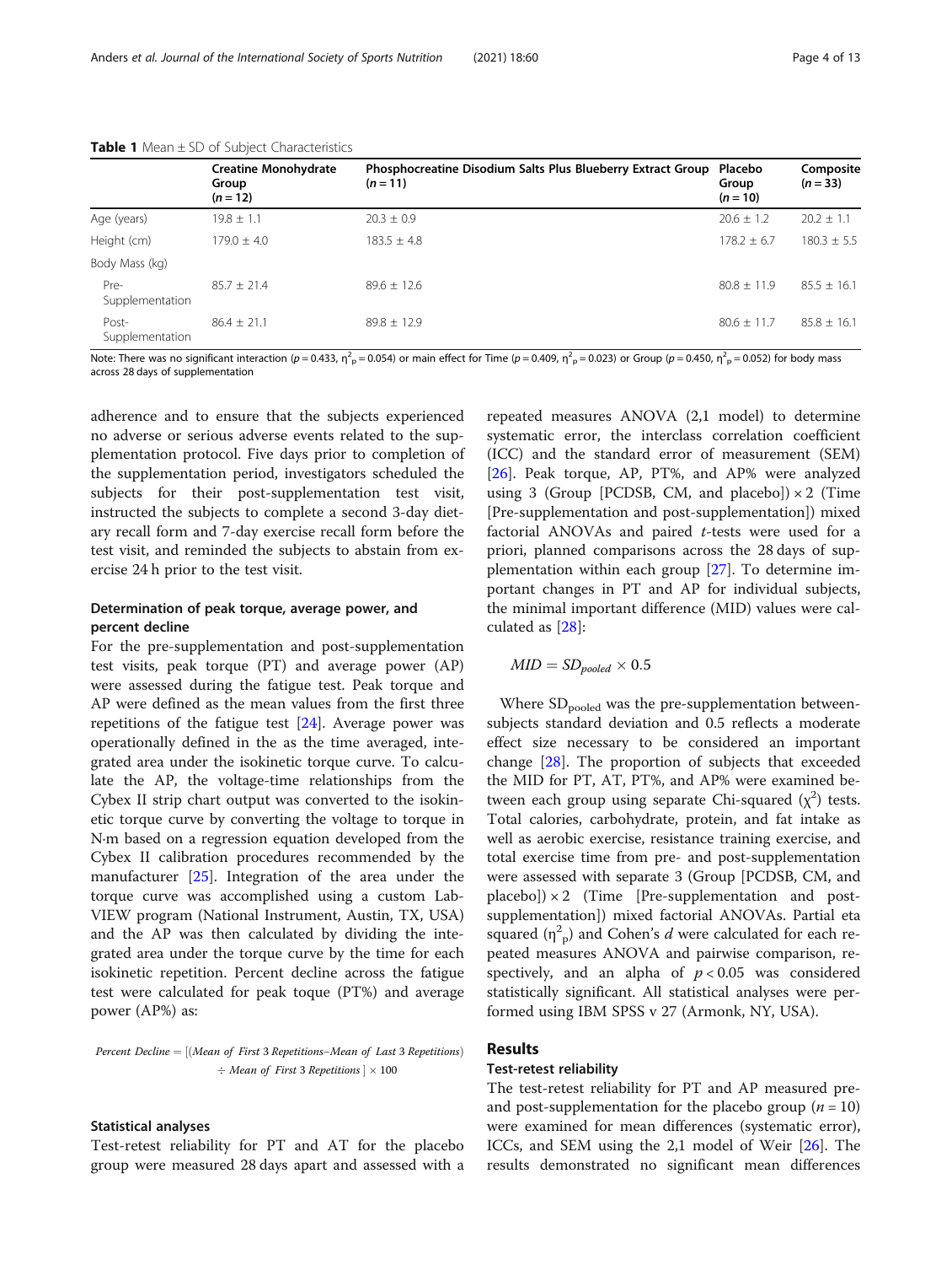**Table 1** Mean ± SD of Subject Characteristics

| | Creatine Monohydrate Group ($n = 12$) | Phosphocreatine Disodium Salts Plus Blueberry Extract Group ($n = 11$) | Placebo Group ($n = 10$) | Composite ($n = 33$) |
|---|---|---|---|---|
| Age (years) | 19.8 ± 1.1 | 20.3 ± 0.9 | 20.6 ± 1.2 | 20.2 ± 1.1 |
| Height (cm) | 179.0 ± 4.0 | 183.5 ± 4.8 | 178.2 ± 6.7 | 180.3 ± 5.5 |
| Body Mass (kg) | | | | |
| Pre-Supplementation | 85.7 ± 21.4 | 89.6 ± 12.6 | 80.8 ± 11.9 | 85.5 ± 16.1 |
| Post-Supplementation | 86.4 ± 21.1 | 89.8 ± 12.9 | 80.6 ± 11.7 | 85.8 ± 16.1 |

Note: There was no significant interaction ($p = 0.433$, $\eta^2_p = 0.054$) or main effect for Time ($p = 0.409$, $\eta^2_p = 0.023$) or Group ($p = 0.450$, $\eta^2_p = 0.052$) for body mass across 28 days of supplementation

adherence and to ensure that the subjects experienced no adverse or serious adverse events related to the supplementation protocol. Five days prior to completion of the supplementation period, investigators scheduled the subjects for their post-supplementation test visit, instructed the subjects to complete a second 3-day dietary recall form and 7-day exercise recall form before the test visit, and reminded the subjects to abstain from exercise 24 h prior to the test visit.

### Determination of peak torque, average power, and percent decline

For the pre-supplementation and post-supplementation test visits, peak torque (PT) and average power (AP) were assessed during the fatigue test. Peak torque and AP were defined as the mean values from the first three repetitions of the fatigue test [24]. Average power was operationally defined in the as the time averaged, integrated area under the isokinetic torque curve. To calculate the AP, the voltage-time relationships from the Cybex II strip chart output was converted to the isokinetic torque curve by converting the voltage to torque in N·m based on a regression equation developed from the Cybex II calibration procedures recommended by the manufacturer [25]. Integration of the area under the torque curve was accomplished using a custom LabVIEW program (National Instrument, Austin, TX, USA) and the AP was then calculated by dividing the integrated area under the torque curve by the time for each isokinetic repetition. Percent decline across the fatigue test were calculated for peak toque (PT%) and average power (AP%) as:

$$Percent\ Decline = [(Mean\ of\ First\ 3\ Repetitions - Mean\ of\ Last\ 3\ Repetitions) \div Mean\ of\ First\ 3\ Repetitions] \times 100$$

### Statistical analyses

Test-retest reliability for PT and AT for the placebo group were measured 28 days apart and assessed with a repeated measures ANOVA (2,1 model) to determine systematic error, the interclass correlation coefficient (ICC) and the standard error of measurement (SEM) [26]. Peak torque, AP, PT%, and AP% were analyzed using 3 (Group [PCDSB, CM, and placebo]) × 2 (Time [Pre-supplementation and post-supplementation]) mixed factorial ANOVAs and paired *t*-tests were used for a priori, planned comparisons across the 28 days of supplementation within each group [27]. To determine important changes in PT and AP for individual subjects, the minimal important difference (MID) values were calculated as [28]:

$$MID = SD_{pooled} \times 0.5$$

Where $SD_{pooled}$ was the pre-supplementation between-subjects standard deviation and 0.5 reflects a moderate effect size necessary to be considered an important change [28]. The proportion of subjects that exceeded the MID for PT, AT, PT%, and AP% were examined between each group using separate Chi-squared ($\chi^2$) tests. Total calories, carbohydrate, protein, and fat intake as well as aerobic exercise, resistance training exercise, and total exercise time from pre- and post-supplementation were assessed with separate 3 (Group [PCDSB, CM, and placebo]) × 2 (Time [Pre-supplementation and post-supplementation]) mixed factorial ANOVAs. Partial eta squared ($\eta^2_p$) and Cohen's *d* were calculated for each repeated measures ANOVA and pairwise comparison, respectively, and an alpha of $p < 0.05$ was considered statistically significant. All statistical analyses were performed using IBM SPSS v 27 (Armonk, NY, USA).

## Results

### Test-retest reliability

The test-retest reliability for PT and AP measured pre- and post-supplementation for the placebo group ($n = 10$) were examined for mean differences (systematic error), ICCs, and SEM using the 2,1 model of Weir [26]. The results demonstrated no significant mean differences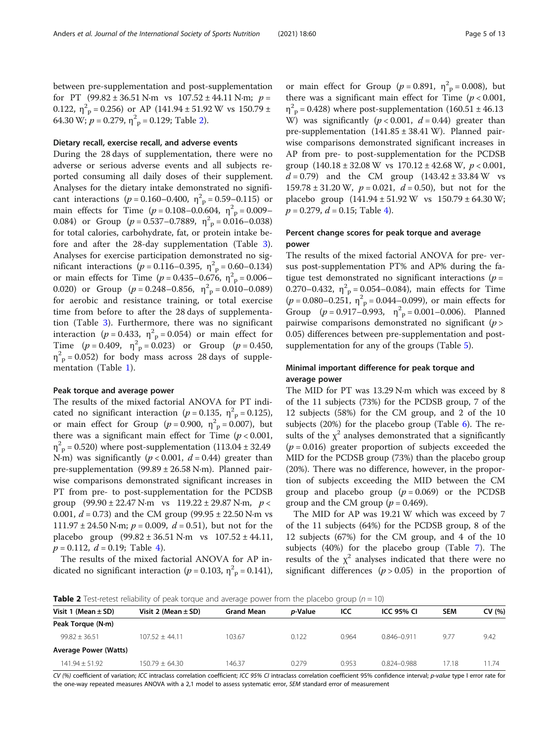between pre-supplementation and post-supplementation for PT (99.82 ± 36.51 N·m vs 107.52 ± 44.11 N·m; $p$ = 0.122, $\eta^2_p$ = 0.256) or AP (141.94 ± 51.92 W vs 150.79 ± 64.30 W; $p$ = 0.279, $\eta^2_p$ = 0.129; Table 2).

### Dietary recall, exercise recall, and adverse events

During the 28 days of supplementation, there were no adverse or serious adverse events and all subjects reported consuming all daily doses of their supplement. Analyses for the dietary intake demonstrated no significant interactions ($p$ = 0.160–0.400, $\eta^2_p$ = 0.59–0.115) or main effects for Time ($p$ = 0.108–0.0.604, $\eta^2_p$ = 0.009–0.084) or Group ($p$ = 0.537–0.7889, $\eta^2_p$ = 0.016–0.038) for total calories, carbohydrate, fat, or protein intake before and after the 28-day supplementation (Table 3). Analyses for exercise participation demonstrated no significant interactions ($p$ = 0.116–0.395, $\eta^2_p$ = 0.60–0.134) or main effects for Time ($p$ = 0.435–0.676, $\eta^2_p$ = 0.006–0.020) or Group ($p$ = 0.248–0.856, $\eta^2_p$ = 0.010–0.089) for aerobic and resistance training, or total exercise time from before to after the 28 days of supplementation (Table 3). Furthermore, there was no significant interaction ($p$ = 0.433, $\eta^2_p$ = 0.054) or main effect for Time ($p$ = 0.409, $\eta^2_p$ = 0.023) or Group ($p$ = 0.450, $\eta^2_p$ = 0.052) for body mass across 28 days of supplementation (Table 1).

### Peak torque and average power

The results of the mixed factorial ANOVA for PT indicated no significant interaction ($p$ = 0.135, $\eta^2_p$ = 0.125), or main effect for Group ($p$ = 0.900, $\eta^2_p$ = 0.007), but there was a significant main effect for Time ($p$ < 0.001, $\eta^2_p$ = 0.520) where post-supplementation (113.04 ± 32.49 N·m) was significantly ($p$ < 0.001, $d$ = 0.44) greater than pre-supplementation (99.89 ± 26.58 N·m). Planned pairwise comparisons demonstrated significant increases in PT from pre- to post-supplementation for the PCDSB group (99.90 ± 22.47 N·m vs 119.22 ± 29.87 N·m, $p$ < 0.001, $d$ = 0.73) and the CM group (99.95 ± 22.50 N·m vs 111.97 ± 24.50 N·m; $p$ = 0.009, $d$ = 0.51), but not for the placebo group (99.82 ± 36.51 N·m vs 107.52 ± 44.11, $p$ = 0.112, $d$ = 0.19; Table 4).

The results of the mixed factorial ANOVA for AP indicated no significant interaction ($p$ = 0.103, $\eta^2_p$ = 0.141), or main effect for Group ($p$ = 0.891, $\eta^2_p$ = 0.008), but there was a significant main effect for Time ($p$ < 0.001, $\eta^2_p$ = 0.428) where post-supplementation (160.51 ± 46.13 W) was significantly ($p$ < 0.001, $d$ = 0.44) greater than pre-supplementation (141.85 ± 38.41 W). Planned pairwise comparisons demonstrated significant increases in AP from pre- to post-supplementation for the PCDSB group (140.18 ± 32.08 W vs 170.12 ± 42.68 W, $p$ < 0.001, $d$ = 0.79) and the CM group (143.42 ± 33.84 W vs 159.78 ± 31.20 W, $p$ = 0.021, $d$ = 0.50), but not for the placebo group (141.94 ± 51.92 W vs 150.79 ± 64.30 W; $p$ = 0.279, $d$ = 0.15; Table 4).

### Percent change scores for peak torque and average power

The results of the mixed factorial ANOVA for pre- versus post-supplementation PT% and AP% during the fatigue test demonstrated no significant interactions ($p$ = 0.270–0.432, $\eta^2_p$ = 0.054–0.084), main effects for Time ($p$ = 0.080–0.251, $\eta^2_p$ = 0.044–0.099), or main effects for Group ($p$ = 0.917–0.993, $\eta^2_p$ = 0.001–0.006). Planned pairwise comparisons demonstrated no significant ($p$ > 0.05) differences between pre-supplementation and post-supplementation for any of the groups (Table 5).

### Minimal important difference for peak torque and average power

The MID for PT was 13.29 N·m which was exceed by 8 of the 11 subjects (73%) for the PCDSB group, 7 of the 12 subjects (58%) for the CM group, and 2 of the 10 subjects (20%) for the placebo group (Table 6). The results of the $\chi^2$ analyses demonstrated that a significantly ($p$ = 0.016) greater proportion of subjects exceeded the MID for the PCDSB group (73%) than the placebo group (20%). There was no difference, however, in the proportion of subjects exceeding the MID between the CM group and placebo group ($p$ = 0.069) or the PCDSB group and the CM group ($p$ = 0.469).

The MID for AP was 19.21 W which was exceed by 7 of the 11 subjects (64%) for the PCDSB group, 8 of the 12 subjects (67%) for the CM group, and 4 of the 10 subjects (40%) for the placebo group (Table 7). The results of the $\chi^2$ analyses indicated that there were no significant differences ($p$ > 0.05) in the proportion of

**Table 2** Test-retest reliability of peak torque and average power from the placebo group ($n$ = 10)

| Visit 1 (Mean ± SD) | Visit 2 (Mean ± SD) | Grand Mean | $p$-Value | ICC | ICC 95% CI | SEM | CV (%) |
|---|---|---|---|---|---|---|---|
| **Peak Torque (N·m)** | | | | | | | |
| 99.82 ± 36.51 | 107.52 ± 44.11 | 103.67 | 0.122 | 0.964 | 0.846–0.911 | 9.77 | 9.42 |
| **Average Power (Watts)** | | | | | | | |
| 141.94 ± 51.92 | 150.79 ± 64.30 | 146.37 | 0.279 | 0.953 | 0.824–0.988 | 17.18 | 11.74 |

*CV (%)* coefficient of variation; *ICC* intraclass correlation coefficient; *ICC 95% CI* intraclass correlation coefficient 95% confidence interval; *p-value* type I error rate for the one-way repeated measures ANOVA with a 2,1 model to assess systematic error, *SEM* standard error of measurement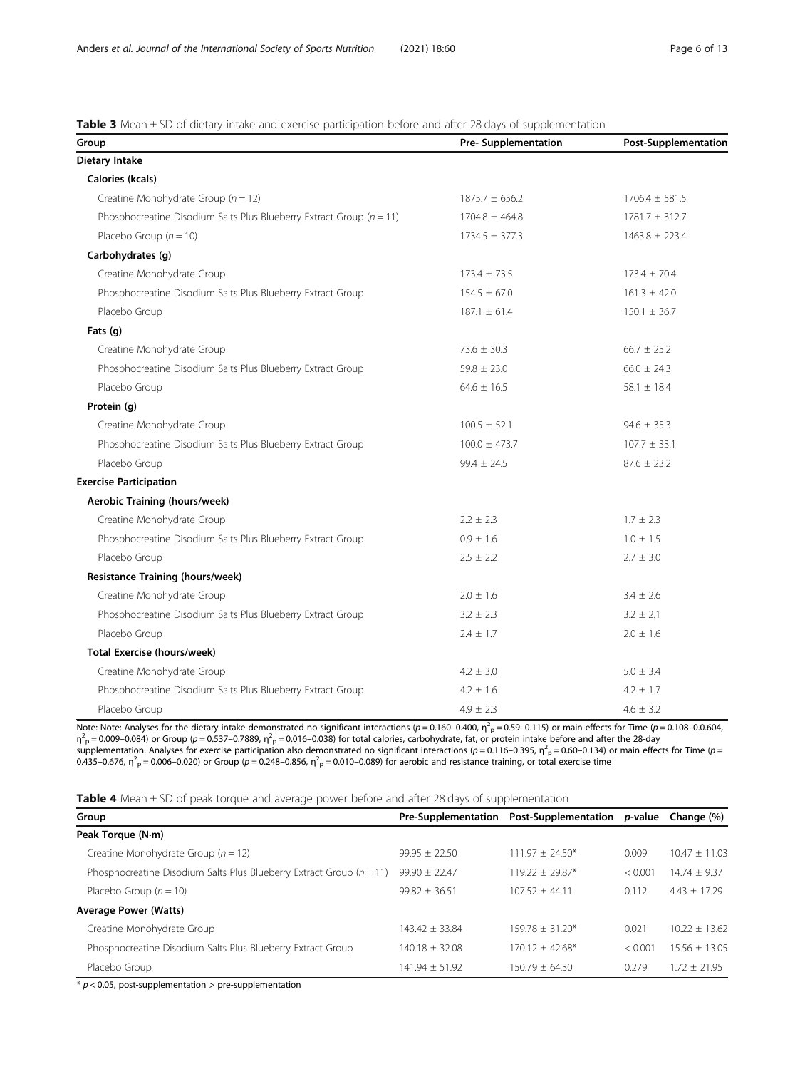**Table 3** Mean ± SD of dietary intake and exercise participation before and after 28 days of supplementation

| Group | Pre- Supplementation | Post-Supplementation |
|---|---|---|
| **Dietary Intake** | | |
| **Calories (kcals)** | | |
| Creatine Monohydrate Group ($n = 12$) | 1875.7 ± 656.2 | 1706.4 ± 581.5 |
| Phosphocreatine Disodium Salts Plus Blueberry Extract Group ($n = 11$) | 1704.8 ± 464.8 | 1781.7 ± 312.7 |
| Placebo Group ($n = 10$) | 1734.5 ± 377.3 | 1463.8 ± 223.4 |
| **Carbohydrates (g)** | | |
| Creatine Monohydrate Group | 173.4 ± 73.5 | 173.4 ± 70.4 |
| Phosphocreatine Disodium Salts Plus Blueberry Extract Group | 154.5 ± 67.0 | 161.3 ± 42.0 |
| Placebo Group | 187.1 ± 61.4 | 150.1 ± 36.7 |
| **Fats (g)** | | |
| Creatine Monohydrate Group | 73.6 ± 30.3 | 66.7 ± 25.2 |
| Phosphocreatine Disodium Salts Plus Blueberry Extract Group | 59.8 ± 23.0 | 66.0 ± 24.3 |
| Placebo Group | 64.6 ± 16.5 | 58.1 ± 18.4 |
| **Protein (g)** | | |
| Creatine Monohydrate Group | 100.5 ± 52.1 | 94.6 ± 35.3 |
| Phosphocreatine Disodium Salts Plus Blueberry Extract Group | 100.0 ± 473.7 | 107.7 ± 33.1 |
| Placebo Group | 99.4 ± 24.5 | 87.6 ± 23.2 |
| **Exercise Participation** | | |
| **Aerobic Training (hours/week)** | | |
| Creatine Monohydrate Group | 2.2 ± 2.3 | 1.7 ± 2.3 |
| Phosphocreatine Disodium Salts Plus Blueberry Extract Group | 0.9 ± 1.6 | 1.0 ± 1.5 |
| Placebo Group | 2.5 ± 2.2 | 2.7 ± 3.0 |
| **Resistance Training (hours/week)** | | |
| Creatine Monohydrate Group | 2.0 ± 1.6 | 3.4 ± 2.6 |
| Phosphocreatine Disodium Salts Plus Blueberry Extract Group | 3.2 ± 2.3 | 3.2 ± 2.1 |
| Placebo Group | 2.4 ± 1.7 | 2.0 ± 1.6 |
| **Total Exercise (hours/week)** | | |
| Creatine Monohydrate Group | 4.2 ± 3.0 | 5.0 ± 3.4 |
| Phosphocreatine Disodium Salts Plus Blueberry Extract Group | 4.2 ± 1.6 | 4.2 ± 1.7 |
| Placebo Group | 4.9 ± 2.3 | 4.6 ± 3.2 |

Note: Note: Analyses for the dietary intake demonstrated no significant interactions ($p = 0.160–0.400$, $\eta^2_p = 0.59–0.115$) or main effects for Time ($p = 0.108–0.0.604$, $\eta^2_p = 0.009–0.084$) or Group ($p = 0.537–0.7889$, $\eta^2_p = 0.016–0.038$) for total calories, carbohydrate, fat, or protein intake before and after the 28-day supplementation. Analyses for exercise participation also demonstrated no significant interactions ($p = 0.116–0.395$, $\eta^2_p = 0.60–0.134$) or main effects for Time ($p = 0.435–0.676$, $\eta^2_p = 0.006–0.020$) or Group ($p = 0.248–0.856$, $\eta^2_p = 0.010–0.089$) for aerobic and resistance training, or total exercise time

**Table 4** Mean ± SD of peak torque and average power before and after 28 days of supplementation

| Group | Pre-Supplementation | Post-Supplementation | *p*-value | Change (%) |
|---|---|---|---|---|
| **Peak Torque (N·m)** | | | | |
| Creatine Monohydrate Group ($n = 12$) | 99.95 ± 22.50 | 111.97 ± 24.50* | 0.009 | 10.47 ± 11.03 |
| Phosphocreatine Disodium Salts Plus Blueberry Extract Group ($n = 11$) | 99.90 ± 22.47 | 119.22 ± 29.87* | < 0.001 | 14.74 ± 9.37 |
| Placebo Group ($n = 10$) | 99.82 ± 36.51 | 107.52 ± 44.11 | 0.112 | 4.43 ± 17.29 |
| **Average Power (Watts)** | | | | |
| Creatine Monohydrate Group | 143.42 ± 33.84 | 159.78 ± 31.20* | 0.021 | 10.22 ± 13.62 |
| Phosphocreatine Disodium Salts Plus Blueberry Extract Group | 140.18 ± 32.08 | 170.12 ± 42.68* | < 0.001 | 15.56 ± 13.05 |
| Placebo Group | 141.94 ± 51.92 | 150.79 ± 64.30 | 0.279 | 1.72 ± 21.95 |

* $p < 0.05$, post-supplementation > pre-supplementation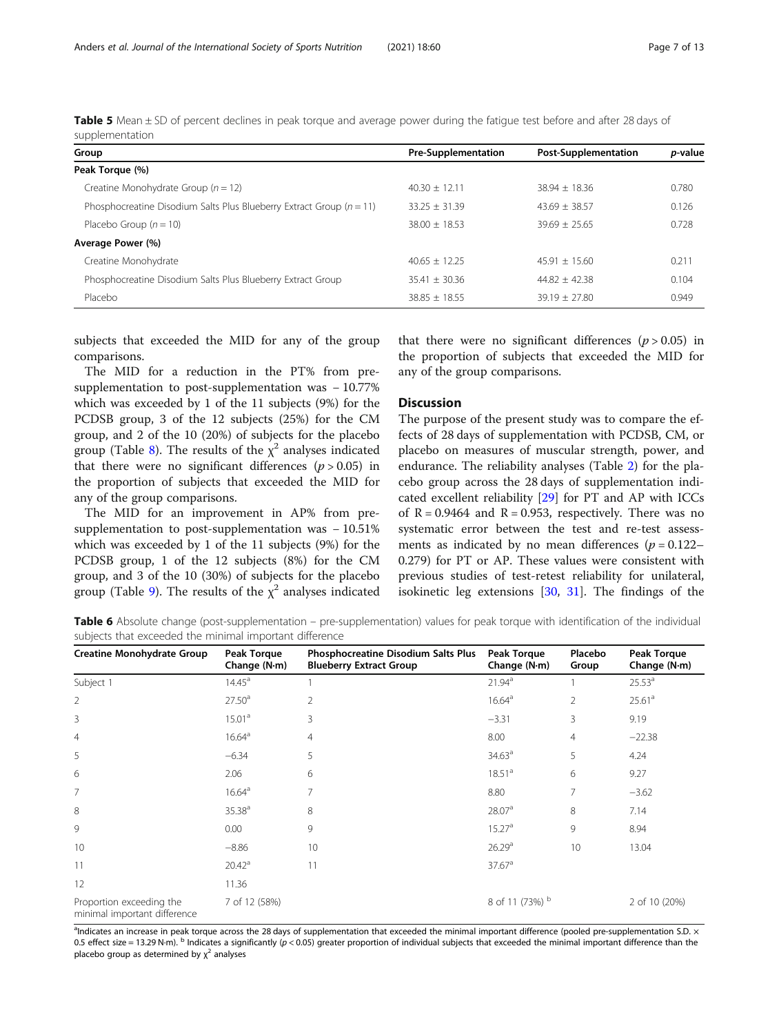**Table 5** Mean ± SD of percent declines in peak torque and average power during the fatigue test before and after 28 days of supplementation

| Group | Pre-Supplementation | Post-Supplementation | *p*-value |
|---|---|---|---|
| **Peak Torque (%)** | | | |
| Creatine Monohydrate Group ($n = 12$) | 40.30 ± 12.11 | 38.94 ± 18.36 | 0.780 |
| Phosphocreatine Disodium Salts Plus Blueberry Extract Group ($n = 11$) | 33.25 ± 31.39 | 43.69 ± 38.57 | 0.126 |
| Placebo Group ($n = 10$) | 38.00 ± 18.53 | 39.69 ± 25.65 | 0.728 |
| **Average Power (%)** | | | |
| Creatine Monohydrate | 40.65 ± 12.25 | 45.91 ± 15.60 | 0.211 |
| Phosphocreatine Disodium Salts Plus Blueberry Extract Group | 35.41 ± 30.36 | 44.82 ± 42.38 | 0.104 |
| Placebo | 38.85 ± 18.55 | 39.19 ± 27.80 | 0.949 |

subjects that exceeded the MID for any of the group comparisons.

The MID for a reduction in the PT% from pre-supplementation to post-supplementation was − 10.77% which was exceeded by 1 of the 11 subjects (9%) for the PCDSB group, 3 of the 12 subjects (25%) for the CM group, and 2 of the 10 (20%) of subjects for the placebo group (Table 8). The results of the $\chi^2$ analyses indicated that there were no significant differences ($p > 0.05$) in the proportion of subjects that exceeded the MID for any of the group comparisons.

The MID for an improvement in AP% from pre-supplementation to post-supplementation was − 10.51% which was exceeded by 1 of the 11 subjects (9%) for the PCDSB group, 1 of the 12 subjects (8%) for the CM group, and 3 of the 10 (30%) of subjects for the placebo group (Table 9). The results of the $\chi^2$ analyses indicated that there were no significant differences ($p > 0.05$) in the proportion of subjects that exceeded the MID for any of the group comparisons.

## Discussion

The purpose of the present study was to compare the effects of 28 days of supplementation with PCDSB, CM, or placebo on measures of muscular strength, power, and endurance. The reliability analyses (Table 2) for the placebo group across the 28 days of supplementation indicated excellent reliability [29] for PT and AP with ICCs of $R = 0.9464$ and $R = 0.953$, respectively. There was no systematic error between the test and re-test assessments as indicated by no mean differences ($p = 0.122$–$0.279$) for PT or AP. These values were consistent with previous studies of test-retest reliability for unilateral, isokinetic leg extensions [30, 31]. The findings of the

**Table 6** Absolute change (post-supplementation – pre-supplementation) values for peak torque with identification of the individual subjects that exceeded the minimal important difference

| Creatine Monohydrate Group | Peak Torque Change (N·m) | Phosphocreatine Disodium Salts Plus Blueberry Extract Group | Peak Torque Change (N·m) | Placebo Group | Peak Torque Change (N·m) |
|---|---|---|---|---|---|
| Subject 1 | 14.45[a] | 1 | 21.94[a] | 1 | 25.53[a] |
| 2 | 27.50[a] | 2 | 16.64[a] | 2 | 25.61[a] |
| 3 | 15.01[a] | 3 | −3.31 | 3 | 9.19 |
| 4 | 16.64[a] | 4 | 8.00 | 4 | −22.38 |
| 5 | −6.34 | 5 | 34.63[a] | 5 | 4.24 |
| 6 | 2.06 | 6 | 18.51[a] | 6 | 9.27 |
| 7 | 16.64[a] | 7 | 8.80 | 7 | −3.62 |
| 8 | 35.38[a] | 8 | 28.07[a] | 8 | 7.14 |
| 9 | 0.00 | 9 | 15.27[a] | 9 | 8.94 |
| 10 | −8.86 | 10 | 26.29[a] | 10 | 13.04 |
| 11 | 20.42[a] | 11 | 37.67[a] | | |
| 12 | 11.36 | | | | |
| Proportion exceeding the minimal important difference | 7 of 12 (58%) | | 8 of 11 (73%) [b] | | 2 of 10 (20%) |

[a]Indicates an increase in peak torque across the 28 days of supplementation that exceeded the minimal important difference (pooled pre-supplementation S.D. × 0.5 effect size = 13.29 N·m). [b] Indicates a significantly ($p < 0.05$) greater proportion of individual subjects that exceeded the minimal important difference than the placebo group as determined by $\chi^2$ analyses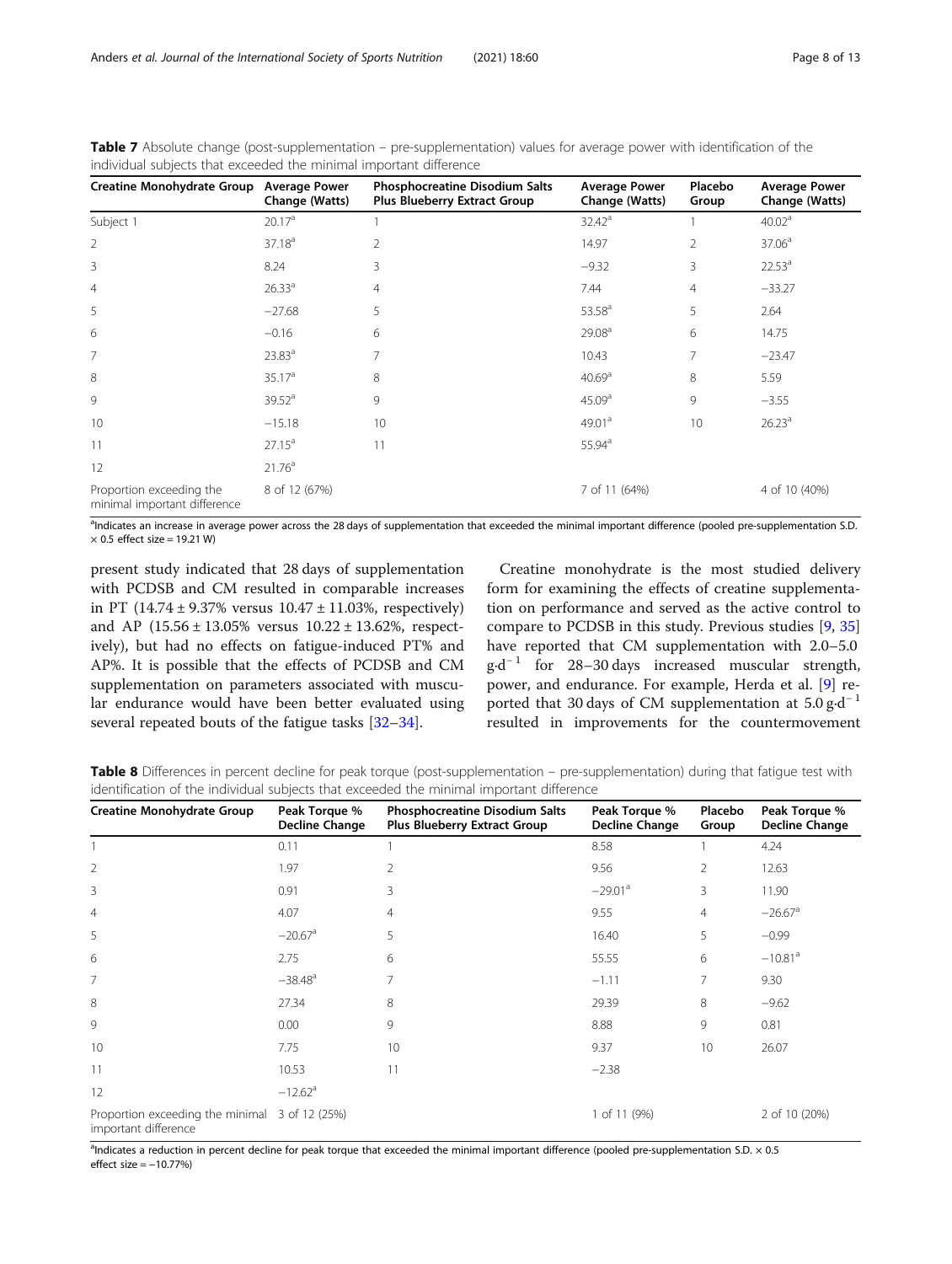**Table 7** Absolute change (post-supplementation – pre-supplementation) values for average power with identification of the individual subjects that exceeded the minimal important difference

| Creatine Monohydrate Group | Average Power Change (Watts) | Phosphocreatine Disodium Salts Plus Blueberry Extract Group | Average Power Change (Watts) | Placebo Group | Average Power Change (Watts) |
|---|---|---|---|---|---|
| Subject 1 | 20.17[a] | 1 | 32.42[a] | 1 | 40.02[a] |
| 2 | 37.18[a] | 2 | 14.97 | 2 | 37.06[a] |
| 3 | 8.24 | 3 | −9.32 | 3 | 22.53[a] |
| 4 | 26.33[a] | 4 | 7.44 | 4 | −33.27 |
| 5 | −27.68 | 5 | 53.58[a] | 5 | 2.64 |
| 6 | −0.16 | 6 | 29.08[a] | 6 | 14.75 |
| 7 | 23.83[a] | 7 | 10.43 | 7 | −23.47 |
| 8 | 35.17[a] | 8 | 40.69[a] | 8 | 5.59 |
| 9 | 39.52[a] | 9 | 45.09[a] | 9 | −3.55 |
| 10 | −15.18 | 10 | 49.01[a] | 10 | 26.23[a] |
| 11 | 27.15[a] | 11 | 55.94[a] | | |
| 12 | 21.76[a] | | | | |
| Proportion exceeding the minimal important difference | 8 of 12 (67%) | | 7 of 11 (64%) | | 4 of 10 (40%) |

[a]Indicates an increase in average power across the 28 days of supplementation that exceeded the minimal important difference (pooled pre-supplementation S.D. × 0.5 effect size = 19.21 W)

present study indicated that 28 days of supplementation with PCDSB and CM resulted in comparable increases in PT (14.74 ± 9.37% versus 10.47 ± 11.03%, respectively) and AP (15.56 ± 13.05% versus 10.22 ± 13.62%, respectively), but had no effects on fatigue-induced PT% and AP%. It is possible that the effects of PCDSB and CM supplementation on parameters associated with muscular endurance would have been better evaluated using several repeated bouts of the fatigue tasks [32–34].

Creatine monohydrate is the most studied delivery form for examining the effects of creatine supplementation on performance and served as the active control to compare to PCDSB in this study. Previous studies [9, 35] have reported that CM supplementation with 2.0–5.0 $g{\cdot}d^{-1}$ for 28–30 days increased muscular strength, power, and endurance. For example, Herda et al. [9] reported that 30 days of CM supplementation at 5.0 $g{\cdot}d^{-1}$ resulted in improvements for the countermovement

**Table 8** Differences in percent decline for peak torque (post-supplementation – pre-supplementation) during that fatigue test with identification of the individual subjects that exceeded the minimal important difference

| Creatine Monohydrate Group | Peak Torque % Decline Change | Phosphocreatine Disodium Salts Plus Blueberry Extract Group | Peak Torque % Decline Change | Placebo Group | Peak Torque % Decline Change |
|---|---|---|---|---|---|
| 1 | 0.11 | 1 | 8.58 | 1 | 4.24 |
| 2 | 1.97 | 2 | 9.56 | 2 | 12.63 |
| 3 | 0.91 | 3 | −29.01[a] | 3 | 11.90 |
| 4 | 4.07 | 4 | 9.55 | 4 | −26.67[a] |
| 5 | −20.67[a] | 5 | 16.40 | 5 | −0.99 |
| 6 | 2.75 | 6 | 55.55 | 6 | −10.81[a] |
| 7 | −38.48[a] | 7 | −1.11 | 7 | 9.30 |
| 8 | 27.34 | 8 | 29.39 | 8 | −9.62 |
| 9 | 0.00 | 9 | 8.88 | 9 | 0.81 |
| 10 | 7.75 | 10 | 9.37 | 10 | 26.07 |
| 11 | 10.53 | 11 | −2.38 | | |
| 12 | −12.62[a] | | | | |
| Proportion exceeding the minimal important difference | 3 of 12 (25%) | | 1 of 11 (9%) | | 2 of 10 (20%) |

[a]Indicates a reduction in percent decline for peak torque that exceeded the minimal important difference (pooled pre-supplementation S.D. × 0.5 effect size = −10.77%)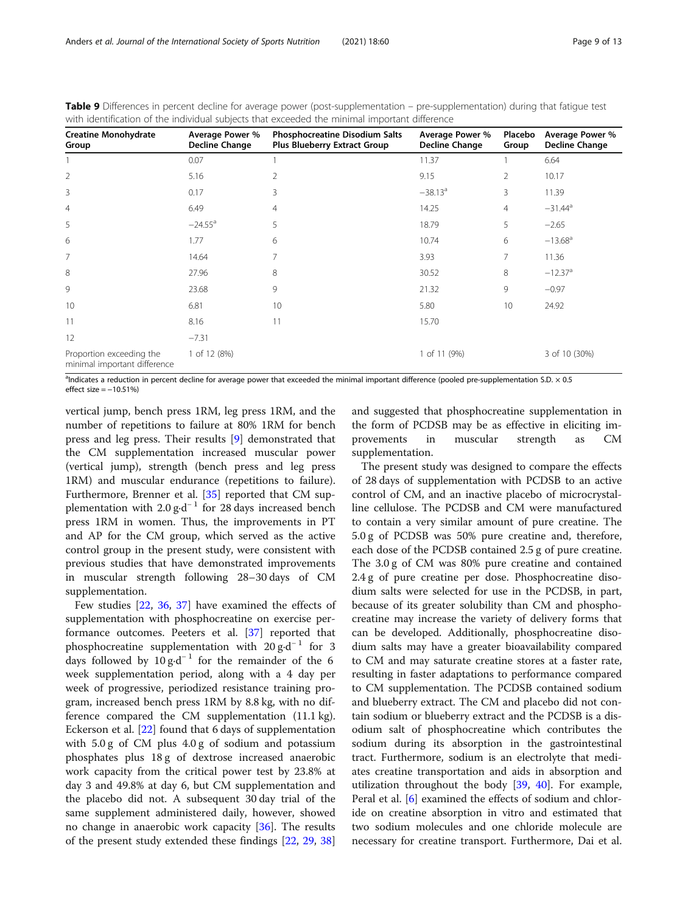**Table 9** Differences in percent decline for average power (post-supplementation – pre-supplementation) during that fatigue test with identification of the individual subjects that exceeded the minimal important difference

| Creatine Monohydrate Group | Average Power % Decline Change | Phosphocreatine Disodium Salts Plus Blueberry Extract Group | Average Power % Decline Change | Placebo Group | Average Power % Decline Change |
|---|---|---|---|---|---|
| 1 | 0.07 | 1 | 11.37 | 1 | 6.64 |
| 2 | 5.16 | 2 | 9.15 | 2 | 10.17 |
| 3 | 0.17 | 3 | −38.13[a] | 3 | 11.39 |
| 4 | 6.49 | 4 | 14.25 | 4 | −31.44[a] |
| 5 | −24.55[a] | 5 | 18.79 | 5 | −2.65 |
| 6 | 1.77 | 6 | 10.74 | 6 | −13.68[a] |
| 7 | 14.64 | 7 | 3.93 | 7 | 11.36 |
| 8 | 27.96 | 8 | 30.52 | 8 | −12.37[a] |
| 9 | 23.68 | 9 | 21.32 | 9 | −0.97 |
| 10 | 6.81 | 10 | 5.80 | 10 | 24.92 |
| 11 | 8.16 | 11 | 15.70 | | |
| 12 | −7.31 | | | | |
| Proportion exceeding the minimal important difference | 1 of 12 (8%) | | 1 of 11 (9%) | | 3 of 10 (30%) |

[a]Indicates a reduction in percent decline for average power that exceeded the minimal important difference (pooled pre-supplementation S.D. × 0.5 effect size = −10.51%)

vertical jump, bench press 1RM, leg press 1RM, and the number of repetitions to failure at 80% 1RM for bench press and leg press. Their results [9] demonstrated that the CM supplementation increased muscular power (vertical jump), strength (bench press and leg press 1RM) and muscular endurance (repetitions to failure). Furthermore, Brenner et al. [35] reported that CM supplementation with 2.0 $g{\cdot}d^{-1}$ for 28 days increased bench press 1RM in women. Thus, the improvements in PT and AP for the CM group, which served as the active control group in the present study, were consistent with previous studies that have demonstrated improvements in muscular strength following 28–30 days of CM supplementation.

Few studies [22, 36, 37] have examined the effects of supplementation with phosphocreatine on exercise performance outcomes. Peeters et al. [37] reported that phosphocreatine supplementation with 20 $g{\cdot}d^{-1}$ for 3 days followed by 10 $g{\cdot}d^{-1}$ for the remainder of the 6 week supplementation period, along with a 4 day per week of progressive, periodized resistance training program, increased bench press 1RM by 8.8 kg, with no difference compared the CM supplementation (11.1 kg). Eckerson et al. [22] found that 6 days of supplementation with 5.0 g of CM plus 4.0 g of sodium and potassium phosphates plus 18 g of dextrose increased anaerobic work capacity from the critical power test by 23.8% at day 3 and 49.8% at day 6, but CM supplementation and the placebo did not. A subsequent 30 day trial of the same supplement administered daily, however, showed no change in anaerobic work capacity [36]. The results of the present study extended these findings [22, 29, 38] and suggested that phosphocreatine supplementation in the form of PCDSB may be as effective in eliciting improvements in muscular strength as CM supplementation.

The present study was designed to compare the effects of 28 days of supplementation with PCDSB to an active control of CM, and an inactive placebo of microcrystalline cellulose. The PCDSB and CM were manufactured to contain a very similar amount of pure creatine. The 5.0 g of PCDSB was 50% pure creatine and, therefore, each dose of the PCDSB contained 2.5 g of pure creatine. The 3.0 g of CM was 80% pure creatine and contained 2.4 g of pure creatine per dose. Phosphocreatine disodium salts were selected for use in the PCDSB, in part, because of its greater solubility than CM and phosphocreatine may increase the variety of delivery forms that can be developed. Additionally, phosphocreatine disodium salts may have a greater bioavailability compared to CM and may saturate creatine stores at a faster rate, resulting in faster adaptations to performance compared to CM supplementation. The PCDSB contained sodium and blueberry extract. The CM and placebo did not contain sodium or blueberry extract and the PCDSB is a disodium salt of phosphocreatine which contributes the sodium during its absorption in the gastrointestinal tract. Furthermore, sodium is an electrolyte that mediates creatine transportation and aids in absorption and utilization throughout the body [39, 40]. For example, Peral et al. [6] examined the effects of sodium and chloride on creatine absorption in vitro and estimated that two sodium molecules and one chloride molecule are necessary for creatine transport. Furthermore, Dai et al.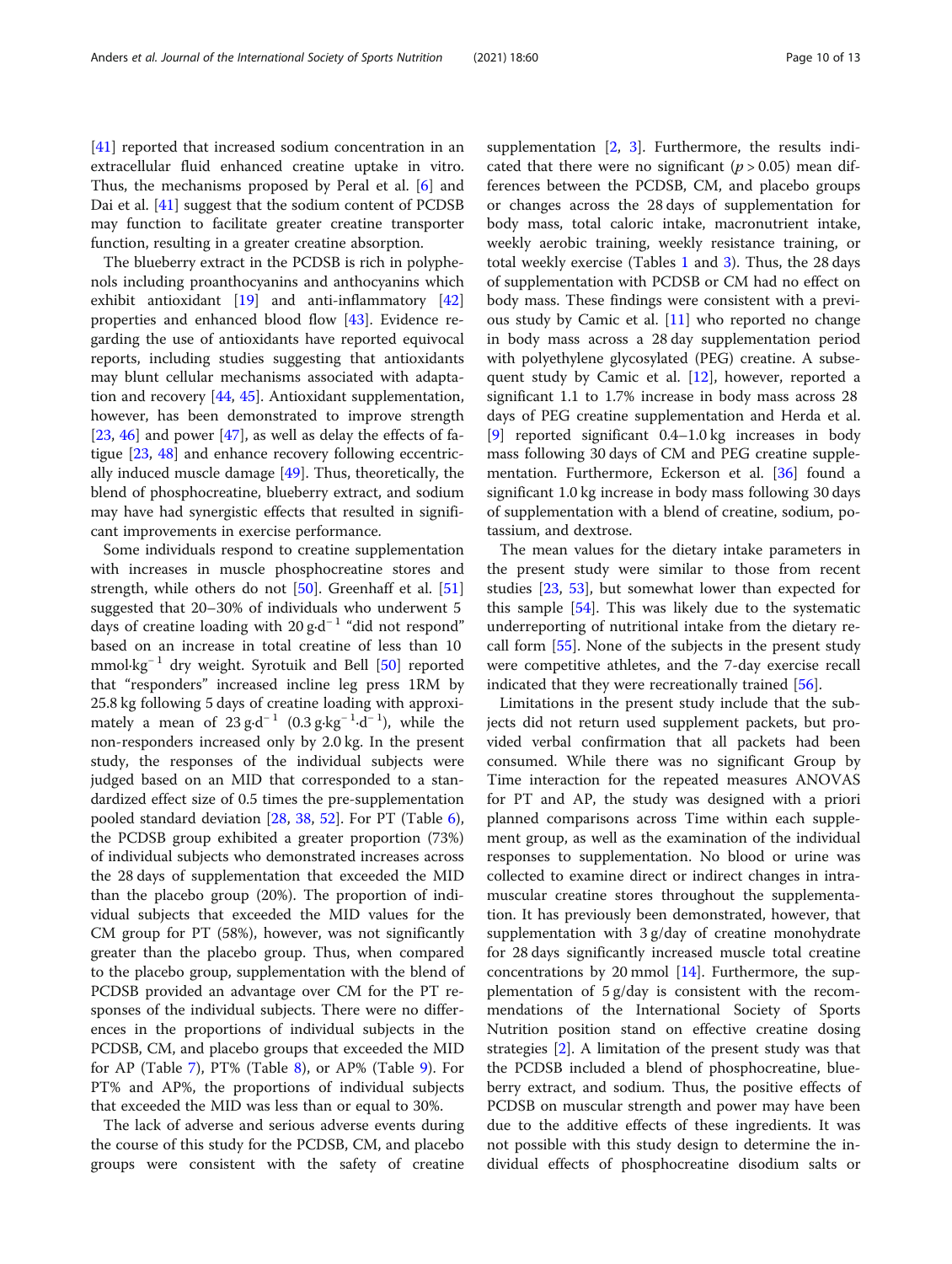[41] reported that increased sodium concentration in an extracellular fluid enhanced creatine uptake in vitro. Thus, the mechanisms proposed by Peral et al. [6] and Dai et al. [41] suggest that the sodium content of PCDSB may function to facilitate greater creatine transporter function, resulting in a greater creatine absorption.

The blueberry extract in the PCDSB is rich in polyphenols including proanthocyanins and anthocyanins which exhibit antioxidant [19] and anti-inflammatory [42] properties and enhanced blood flow [43]. Evidence regarding the use of antioxidants have reported equivocal reports, including studies suggesting that antioxidants may blunt cellular mechanisms associated with adaptation and recovery [44, 45]. Antioxidant supplementation, however, has been demonstrated to improve strength [23, 46] and power [47], as well as delay the effects of fatigue [23, 48] and enhance recovery following eccentrically induced muscle damage [49]. Thus, theoretically, the blend of phosphocreatine, blueberry extract, and sodium may have had synergistic effects that resulted in significant improvements in exercise performance.

Some individuals respond to creatine supplementation with increases in muscle phosphocreatine stores and strength, while others do not [50]. Greenhaff et al. [51] suggested that 20–30% of individuals who underwent 5 days of creatine loading with $20\ g{\cdot}d^{-1}$ "did not respond" based on an increase in total creatine of less than $10\ mmol{\cdot}kg^{-1}$ dry weight. Syrotuik and Bell [50] reported that "responders" increased incline leg press 1RM by 25.8 kg following 5 days of creatine loading with approximately a mean of $23\ g{\cdot}d^{-1}$ ($0.3\ g{\cdot}kg^{-1}{\cdot}d^{-1}$), while the non-responders increased only by 2.0 kg. In the present study, the responses of the individual subjects were judged based on an MID that corresponded to a standardized effect size of 0.5 times the pre-supplementation pooled standard deviation [28, 38, 52]. For PT (Table 6), the PCDSB group exhibited a greater proportion (73%) of individual subjects who demonstrated increases across the 28 days of supplementation that exceeded the MID than the placebo group (20%). The proportion of individual subjects that exceeded the MID values for the CM group for PT (58%), however, was not significantly greater than the placebo group. Thus, when compared to the placebo group, supplementation with the blend of PCDSB provided an advantage over CM for the PT responses of the individual subjects. There were no differences in the proportions of individual subjects in the PCDSB, CM, and placebo groups that exceeded the MID for AP (Table 7), PT% (Table 8), or AP% (Table 9). For PT% and AP%, the proportions of individual subjects that exceeded the MID was less than or equal to 30%.

The lack of adverse and serious adverse events during the course of this study for the PCDSB, CM, and placebo groups were consistent with the safety of creatine supplementation [2, 3]. Furthermore, the results indicated that there were no significant ($p > 0.05$) mean differences between the PCDSB, CM, and placebo groups or changes across the 28 days of supplementation for body mass, total caloric intake, macronutrient intake, weekly aerobic training, weekly resistance training, or total weekly exercise (Tables 1 and 3). Thus, the 28 days of supplementation with PCDSB or CM had no effect on body mass. These findings were consistent with a previous study by Camic et al. [11] who reported no change in body mass across a 28 day supplementation period with polyethylene glycosylated (PEG) creatine. A subsequent study by Camic et al. [12], however, reported a significant 1.1 to 1.7% increase in body mass across 28 days of PEG creatine supplementation and Herda et al. [9] reported significant 0.4–1.0 kg increases in body mass following 30 days of CM and PEG creatine supplementation. Furthermore, Eckerson et al. [36] found a significant 1.0 kg increase in body mass following 30 days of supplementation with a blend of creatine, sodium, potassium, and dextrose.

The mean values for the dietary intake parameters in the present study were similar to those from recent studies [23, 53], but somewhat lower than expected for this sample [54]. This was likely due to the systematic underreporting of nutritional intake from the dietary recall form [55]. None of the subjects in the present study were competitive athletes, and the 7-day exercise recall indicated that they were recreationally trained [56].

Limitations in the present study include that the subjects did not return used supplement packets, but provided verbal confirmation that all packets had been consumed. While there was no significant Group by Time interaction for the repeated measures ANOVAS for PT and AP, the study was designed with a priori planned comparisons across Time within each supplement group, as well as the examination of the individual responses to supplementation. No blood or urine was collected to examine direct or indirect changes in intramuscular creatine stores throughout the supplementation. It has previously been demonstrated, however, that supplementation with 3 g/day of creatine monohydrate for 28 days significantly increased muscle total creatine concentrations by 20 mmol [14]. Furthermore, the supplementation of 5 g/day is consistent with the recommendations of the International Society of Sports Nutrition position stand on effective creatine dosing strategies [2]. A limitation of the present study was that the PCDSB included a blend of phosphocreatine, blueberry extract, and sodium. Thus, the positive effects of PCDSB on muscular strength and power may have been due to the additive effects of these ingredients. It was not possible with this study design to determine the individual effects of phosphocreatine disodium salts or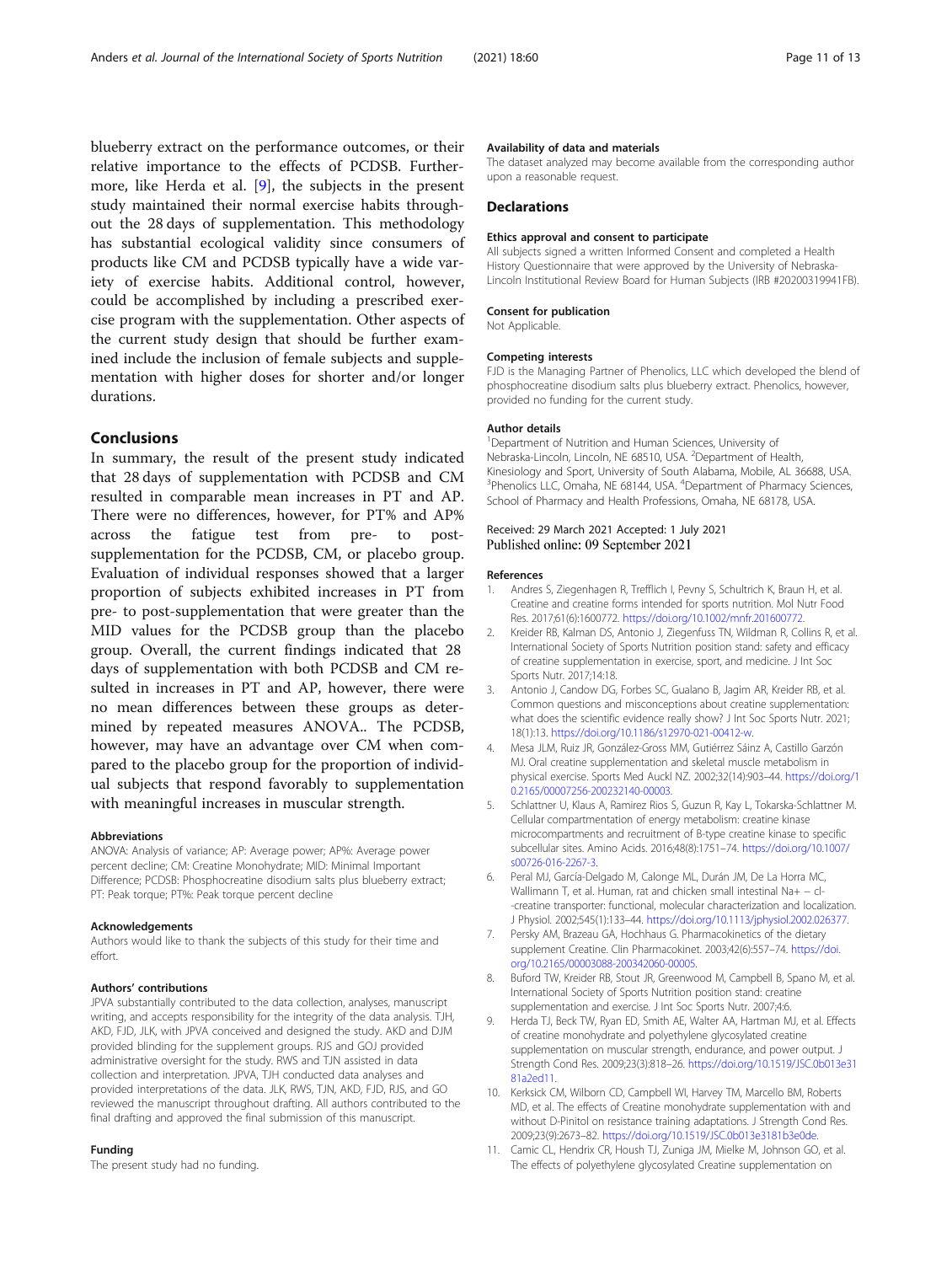blueberry extract on the performance outcomes, or their relative importance to the effects of PCDSB. Furthermore, like Herda et al. [9], the subjects in the present study maintained their normal exercise habits throughout the 28 days of supplementation. This methodology has substantial ecological validity since consumers of products like CM and PCDSB typically have a wide variety of exercise habits. Additional control, however, could be accomplished by including a prescribed exercise program with the supplementation. Other aspects of the current study design that should be further examined include the inclusion of female subjects and supplementation with higher doses for shorter and/or longer durations.

## Conclusions

In summary, the result of the present study indicated that 28 days of supplementation with PCDSB and CM resulted in comparable mean increases in PT and AP. There were no differences, however, for PT% and AP% across the fatigue test from pre- to post-supplementation for the PCDSB, CM, or placebo group. Evaluation of individual responses showed that a larger proportion of subjects exhibited increases in PT from pre- to post-supplementation that were greater than the MID values for the PCDSB group than the placebo group. Overall, the current findings indicated that 28 days of supplementation with both PCDSB and CM resulted in increases in PT and AP, however, there were no mean differences between these groups as determined by repeated measures ANOVA.. The PCDSB, however, may have an advantage over CM when compared to the placebo group for the proportion of individual subjects that respond favorably to supplementation with meaningful increases in muscular strength.

#### Abbreviations

ANOVA: Analysis of variance; AP: Average power; AP%: Average power percent decline; CM: Creatine Monohydrate; MID: Minimal Important Difference; PCDSB: Phosphocreatine disodium salts plus blueberry extract; PT: Peak torque; PT%: Peak torque percent decline

#### Acknowledgements

Authors would like to thank the subjects of this study for their time and effort.

#### Authors' contributions

JPVA substantially contributed to the data collection, analyses, manuscript writing, and accepts responsibility for the integrity of the data analysis. TJH, AKD, FJD, JLK, with JPVA conceived and designed the study. AKD and DJM provided blinding for the supplement groups. RJS and GOJ provided administrative oversight for the study. RWS and TJN assisted in data collection and interpretation. JPVA, TJH conducted data analyses and provided interpretations of the data. JLK, RWS, TJN, AKD, FJD, RJS, and GO reviewed the manuscript throughout drafting. All authors contributed to the final drafting and approved the final submission of this manuscript.

#### Funding

The present study had no funding.

#### Availability of data and materials

The dataset analyzed may become available from the corresponding author upon a reasonable request.

### Declarations

#### Ethics approval and consent to participate

All subjects signed a written Informed Consent and completed a Health History Questionnaire that were approved by the University of Nebraska-Lincoln Institutional Review Board for Human Subjects (IRB #20200319941FB).

#### Consent for publication

Not Applicable.

#### Competing interests

FJD is the Managing Partner of Phenolics, LLC which developed the blend of phosphocreatine disodium salts plus blueberry extract. Phenolics, however, provided no funding for the current study.

#### Author details

[1]Department of Nutrition and Human Sciences, University of Nebraska-Lincoln, Lincoln, NE 68510, USA. [2]Department of Health, Kinesiology and Sport, University of South Alabama, Mobile, AL 36688, USA. [3]Phenolics LLC, Omaha, NE 68144, USA. [4]Department of Pharmacy Sciences, School of Pharmacy and Health Professions, Omaha, NE 68178, USA.

Received: 29 March 2021 Accepted: 1 July 2021
Published online: 09 September 2021

#### References

1. Andres S, Ziegenhagen R, Trefflich I, Pevny S, Schultrich K, Braun H, et al. Creatine and creatine forms intended for sports nutrition. Mol Nutr Food Res. 2017;61(6):1600772. https://doi.org/10.1002/mnfr.201600772.
2. Kreider RB, Kalman DS, Antonio J, Ziegenfuss TN, Wildman R, Collins R, et al. International Society of Sports Nutrition position stand: safety and efficacy of creatine supplementation in exercise, sport, and medicine. J Int Soc Sports Nutr. 2017;14:18.
3. Antonio J, Candow DG, Forbes SC, Gualano B, Jagim AR, Kreider RB, et al. Common questions and misconceptions about creatine supplementation: what does the scientific evidence really show? J Int Soc Sports Nutr. 2021;18(1):13. https://doi.org/10.1186/s12970-021-00412-w.
4. Mesa JLM, Ruiz JR, González-Gross MM, Gutiérrez Sáinz A, Castillo Garzón MJ. Oral creatine supplementation and skeletal muscle metabolism in physical exercise. Sports Med Auckl NZ. 2002;32(14):903–44. https://doi.org/10.2165/00007256-200232140-00003.
5. Schlattner U, Klaus A, Ramirez Rios S, Guzun R, Kay L, Tokarska-Schlattner M. Cellular compartmentation of energy metabolism: creatine kinase microcompartments and recruitment of B-type creatine kinase to specific subcellular sites. Amino Acids. 2016;48(8):1751–74. https://doi.org/10.1007/s00726-016-2267-3.
6. Peral MJ, García-Delgado M, Calonge ML, Durán JM, De La Horra MC, Wallimann T, et al. Human, rat and chicken small intestinal Na+ − cl- -creatine transporter: functional, molecular characterization and localization. J Physiol. 2002;545(1):133–44. https://doi.org/10.1113/jphysiol.2002.026377.
7. Persky AM, Brazeau GA, Hochhaus G. Pharmacokinetics of the dietary supplement Creatine. Clin Pharmacokinet. 2003;42(6):557–74. https://doi.org/10.2165/00003088-200342060-00005.
8. Buford TW, Kreider RB, Stout JR, Greenwood M, Campbell B, Spano M, et al. International Society of Sports Nutrition position stand: creatine supplementation and exercise. J Int Soc Sports Nutr. 2007;4:6.
9. Herda TJ, Beck TW, Ryan ED, Smith AE, Walter AA, Hartman MJ, et al. Effects of creatine monohydrate and polyethylene glycosylated creatine supplementation on muscular strength, endurance, and power output. J Strength Cond Res. 2009;23(3):818–26. https://doi.org/10.1519/JSC.0b013e3181a2ed11.
10. Kerksick CM, Wilborn CD, Campbell WI, Harvey TM, Marcello BM, Roberts MD, et al. The effects of Creatine monohydrate supplementation with and without D-Pinitol on resistance training adaptations. J Strength Cond Res. 2009;23(9):2673–82. https://doi.org/10.1519/JSC.0b013e3181b3e0de.
11. Camic CL, Hendrix CR, Housh TJ, Zuniga JM, Mielke M, Johnson GO, et al. The effects of polyethylene glycosylated Creatine supplementation on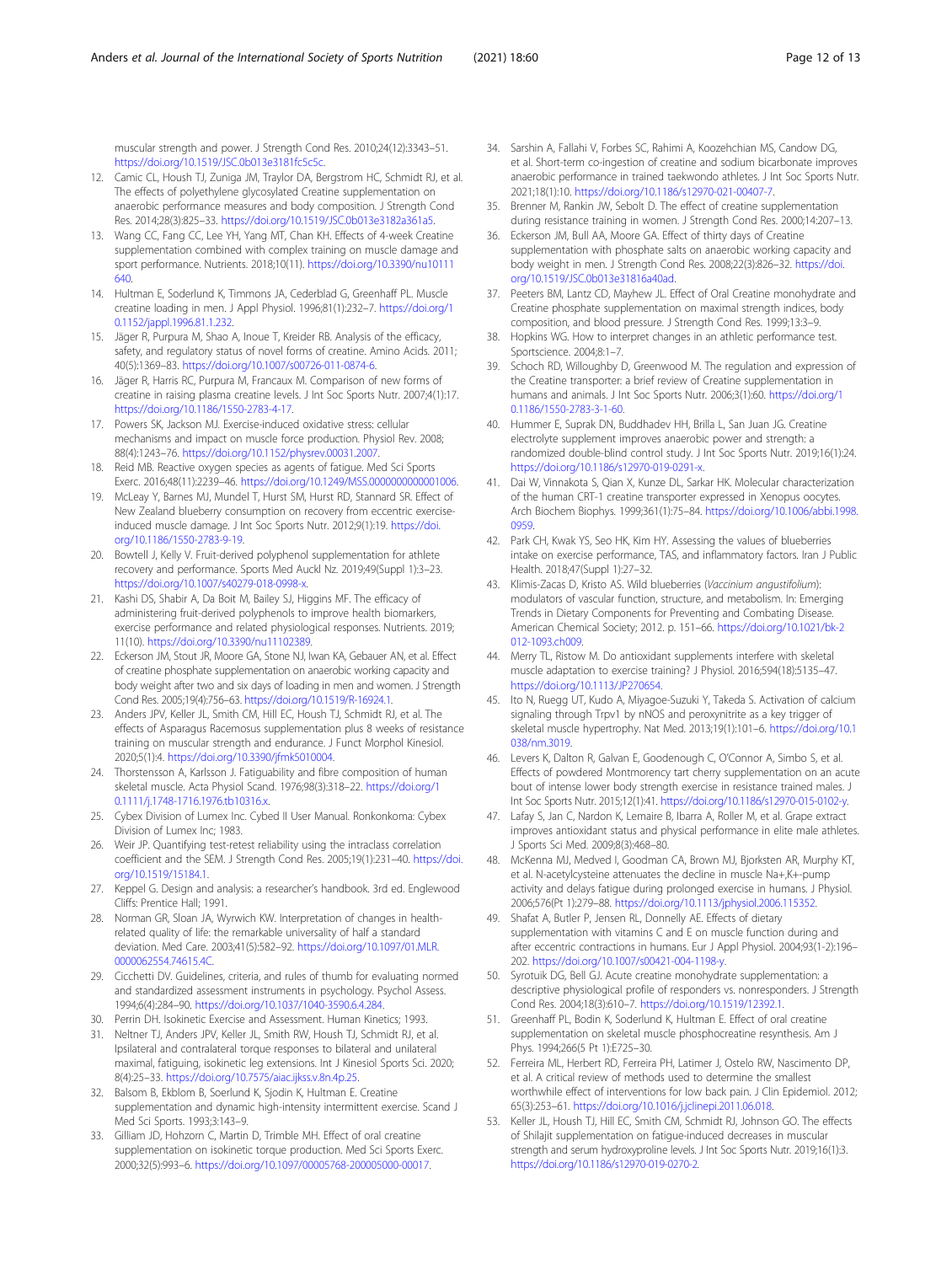muscular strength and power. J Strength Cond Res. 2010;24(12):3343–51. https://doi.org/10.1519/JSC.0b013e3181fc5c5c.

12. Camic CL, Housh TJ, Zuniga JM, Traylor DA, Bergstrom HC, Schmidt RJ, et al. The effects of polyethylene glycosylated Creatine supplementation on anaerobic performance measures and body composition. J Strength Cond Res. 2014;28(3):825–33. https://doi.org/10.1519/JSC.0b013e3182a361a5.
13. Wang CC, Fang CC, Lee YH, Yang MT, Chan KH. Effects of 4-week Creatine supplementation combined with complex training on muscle damage and sport performance. Nutrients. 2018;10(11). https://doi.org/10.3390/nu10111640.
14. Hultman E, Soderlund K, Timmons JA, Cederblad G, Greenhaff PL. Muscle creatine loading in men. J Appl Physiol. 1996;81(1):232–7. https://doi.org/10.1152/jappl.1996.81.1.232.
15. Jäger R, Purpura M, Shao A, Inoue T, Kreider RB. Analysis of the efficacy, safety, and regulatory status of novel forms of creatine. Amino Acids. 2011; 40(5):1369–83. https://doi.org/10.1007/s00726-011-0874-6.
16. Jäger R, Harris RC, Purpura M, Francaux M. Comparison of new forms of creatine in raising plasma creatine levels. J Int Soc Sports Nutr. 2007;4(1):17. https://doi.org/10.1186/1550-2783-4-17.
17. Powers SK, Jackson MJ. Exercise-induced oxidative stress: cellular mechanisms and impact on muscle force production. Physiol Rev. 2008; 88(4):1243–76. https://doi.org/10.1152/physrev.00031.2007.
18. Reid MB. Reactive oxygen species as agents of fatigue. Med Sci Sports Exerc. 2016;48(11):2239–46. https://doi.org/10.1249/MSS.0000000000001006.
19. McLeay Y, Barnes MJ, Mundel T, Hurst SM, Hurst RD, Stannard SR. Effect of New Zealand blueberry consumption on recovery from eccentric exercise-induced muscle damage. J Int Soc Sports Nutr. 2012;9(1):19. https://doi.org/10.1186/1550-2783-9-19.
20. Bowtell J, Kelly V. Fruit-derived polyphenol supplementation for athlete recovery and performance. Sports Med Auckl Nz. 2019;49(Suppl 1):3–23. https://doi.org/10.1007/s40279-018-0998-x.
21. Kashi DS, Shabir A, Da Boit M, Bailey SJ, Higgins MF. The efficacy of administering fruit-derived polyphenols to improve health biomarkers, exercise performance and related physiological responses. Nutrients. 2019; 11(10). https://doi.org/10.3390/nu11102389.
22. Eckerson JM, Stout JR, Moore GA, Stone NJ, Iwan KA, Gebauer AN, et al. Effect of creatine phosphate supplementation on anaerobic working capacity and body weight after two and six days of loading in men and women. J Strength Cond Res. 2005;19(4):756–63. https://doi.org/10.1519/R-16924.1.
23. Anders JPV, Keller JL, Smith CM, Hill EC, Housh TJ, Schmidt RJ, et al. The effects of Asparagus Racemosus supplementation plus 8 weeks of resistance training on muscular strength and endurance. J Funct Morphol Kinesiol. 2020;5(1):4. https://doi.org/10.3390/jfmk5010004.
24. Thorstensson A, Karlsson J. Fatiguability and fibre composition of human skeletal muscle. Acta Physiol Scand. 1976;98(3):318–22. https://doi.org/10.1111/j.1748-1716.1976.tb10316.x.
25. Cybex Division of Lumex Inc. Cybed II User Manual. Ronkonkoma: Cybex Division of Lumex Inc; 1983.
26. Weir JP. Quantifying test-retest reliability using the intraclass correlation coefficient and the SEM. J Strength Cond Res. 2005;19(1):231–40. https://doi.org/10.1519/15184.1.
27. Keppel G. Design and analysis: a researcher's handbook. 3rd ed. Englewood Cliffs: Prentice Hall; 1991.
28. Norman GR, Sloan JA, Wyrwich KW. Interpretation of changes in health-related quality of life: the remarkable universality of half a standard deviation. Med Care. 2003;41(5):582–92. https://doi.org/10.1097/01.MLR.0000062554.74615.4C.
29. Cicchetti DV. Guidelines, criteria, and rules of thumb for evaluating normed and standardized assessment instruments in psychology. Psychol Assess. 1994;6(4):284–90. https://doi.org/10.1037/1040-3590.6.4.284.
30. Perrin DH. Isokinetic Exercise and Assessment. Human Kinetics; 1993.
31. Neltner TJ, Anders JPV, Keller JL, Smith RW, Housh TJ, Schmidt RJ, et al. Ipsilateral and contralateral torque responses to bilateral and unilateral maximal, fatiguing, isokinetic leg extensions. Int J Kinesiol Sports Sci. 2020; 8(4):25–33. https://doi.org/10.7575/aiac.ijkss.v.8n.4p.25.
32. Balsom B, Ekblom B, Soerlund K, Sjodin K, Hultman E. Creatine supplementation and dynamic high-intensity intermittent exercise. Scand J Med Sci Sports. 1993;3:143–9.
33. Gilliam JD, Hohzorn C, Martin D, Trimble MH. Effect of oral creatine supplementation on isokinetic torque production. Med Sci Sports Exerc. 2000;32(5):993–6. https://doi.org/10.1097/00005768-200005000-00017.
34. Sarshin A, Fallahi V, Forbes SC, Rahimi A, Koozehchian MS, Candow DG, et al. Short-term co-ingestion of creatine and sodium bicarbonate improves anaerobic performance in trained taekwondo athletes. J Int Soc Sports Nutr. 2021;18(1):10. https://doi.org/10.1186/s12970-021-00407-7.
35. Brenner M, Rankin JW, Sebolt D. The effect of creatine supplementation during resistance training in women. J Strength Cond Res. 2000;14:207–13.
36. Eckerson JM, Bull AA, Moore GA. Effect of thirty days of Creatine supplementation with phosphate salts on anaerobic working capacity and body weight in men. J Strength Cond Res. 2008;22(3):826–32. https://doi.org/10.1519/JSC.0b013e31816a40ad.
37. Peeters BM, Lantz CD, Mayhew JL. Effect of Oral Creatine monohydrate and Creatine phosphate supplementation on maximal strength indices, body composition, and blood pressure. J Strength Cond Res. 1999;13:3–9.
38. Hopkins WG. How to interpret changes in an athletic performance test. Sportscience. 2004;8:1–7.
39. Schoch RD, Willoughby D, Greenwood M. The regulation and expression of the Creatine transporter: a brief review of Creatine supplementation in humans and animals. J Int Soc Sports Nutr. 2006;3(1):60. https://doi.org/10.1186/1550-2783-3-1-60.
40. Hummer E, Suprak DN, Buddhadev HH, Brilla L, San Juan JG. Creatine electrolyte supplement improves anaerobic power and strength: a randomized double-blind control study. J Int Soc Sports Nutr. 2019;16(1):24. https://doi.org/10.1186/s12970-019-0291-x.
41. Dai W, Vinnakota S, Qian X, Kunze DL, Sarkar HK. Molecular characterization of the human CRT-1 creatine transporter expressed in Xenopus oocytes. Arch Biochem Biophys. 1999;361(1):75–84. https://doi.org/10.1006/abbi.1998.0959.
42. Park CH, Kwak YS, Seo HK, Kim HY. Assessing the values of blueberries intake on exercise performance, TAS, and inflammatory factors. Iran J Public Health. 2018;47(Suppl 1):27–32.
43. Klimis-Zacas D, Kristo AS. Wild blueberries (*Vaccinium angustifolium*): modulators of vascular function, structure, and metabolism. In: Emerging Trends in Dietary Components for Preventing and Combating Disease. American Chemical Society; 2012. p. 151–66. https://doi.org/10.1021/bk-2012-1093.ch009.
44. Merry TL, Ristow M. Do antioxidant supplements interfere with skeletal muscle adaptation to exercise training? J Physiol. 2016;594(18):5135–47. https://doi.org/10.1113/JP270654.
45. Ito N, Ruegg UT, Kudo A, Miyagoe-Suzuki Y, Takeda S. Activation of calcium signaling through Trpv1 by nNOS and peroxynitrite as a key trigger of skeletal muscle hypertrophy. Nat Med. 2013;19(1):101–6. https://doi.org/10.1038/nm.3019.
46. Levers K, Dalton R, Galvan E, Goodenough C, O'Connor A, Simbo S, et al. Effects of powdered Montmorency tart cherry supplementation on an acute bout of intense lower body strength exercise in resistance trained males. J Int Soc Sports Nutr. 2015;12(1):41. https://doi.org/10.1186/s12970-015-0102-y.
47. Lafay S, Jan C, Nardon K, Lemaire B, Ibarra A, Roller M, et al. Grape extract improves antioxidant status and physical performance in elite male athletes. J Sports Sci Med. 2009;8(3):468–80.
48. McKenna MJ, Medved I, Goodman CA, Brown MJ, Bjorksten AR, Murphy KT, et al. N-acetylcysteine attenuates the decline in muscle Na+,K+-pump activity and delays fatigue during prolonged exercise in humans. J Physiol. 2006;576(Pt 1):279–88. https://doi.org/10.1113/jphysiol.2006.115352.
49. Shafat A, Butler P, Jensen RL, Donnelly AE. Effects of dietary supplementation with vitamins C and E on muscle function during and after eccentric contractions in humans. Eur J Appl Physiol. 2004;93(1-2):196–202. https://doi.org/10.1007/s00421-004-1198-y.
50. Syrotuik DG, Bell GJ. Acute creatine monohydrate supplementation: a descriptive physiological profile of responders vs. nonresponders. J Strength Cond Res. 2004;18(3):610–7. https://doi.org/10.1519/12392.1.
51. Greenhaff PL, Bodin K, Soderlund K, Hultman E. Effect of oral creatine supplementation on skeletal muscle phosphocreatine resynthesis. Am J Phys. 1994;266(5 Pt 1):E725–30.
52. Ferreira ML, Herbert RD, Ferreira PH, Latimer J, Ostelo RW, Nascimento DP, et al. A critical review of methods used to determine the smallest worthwhile effect of interventions for low back pain. J Clin Epidemiol. 2012; 65(3):253–61. https://doi.org/10.1016/j.jclinepi.2011.06.018.
53. Keller JL, Housh TJ, Hill EC, Smith CM, Schmidt RJ, Johnson GO. The effects of Shilajit supplementation on fatigue-induced decreases in muscular strength and serum hydroxyproline levels. J Int Soc Sports Nutr. 2019;16(1):3. https://doi.org/10.1186/s12970-019-0270-2.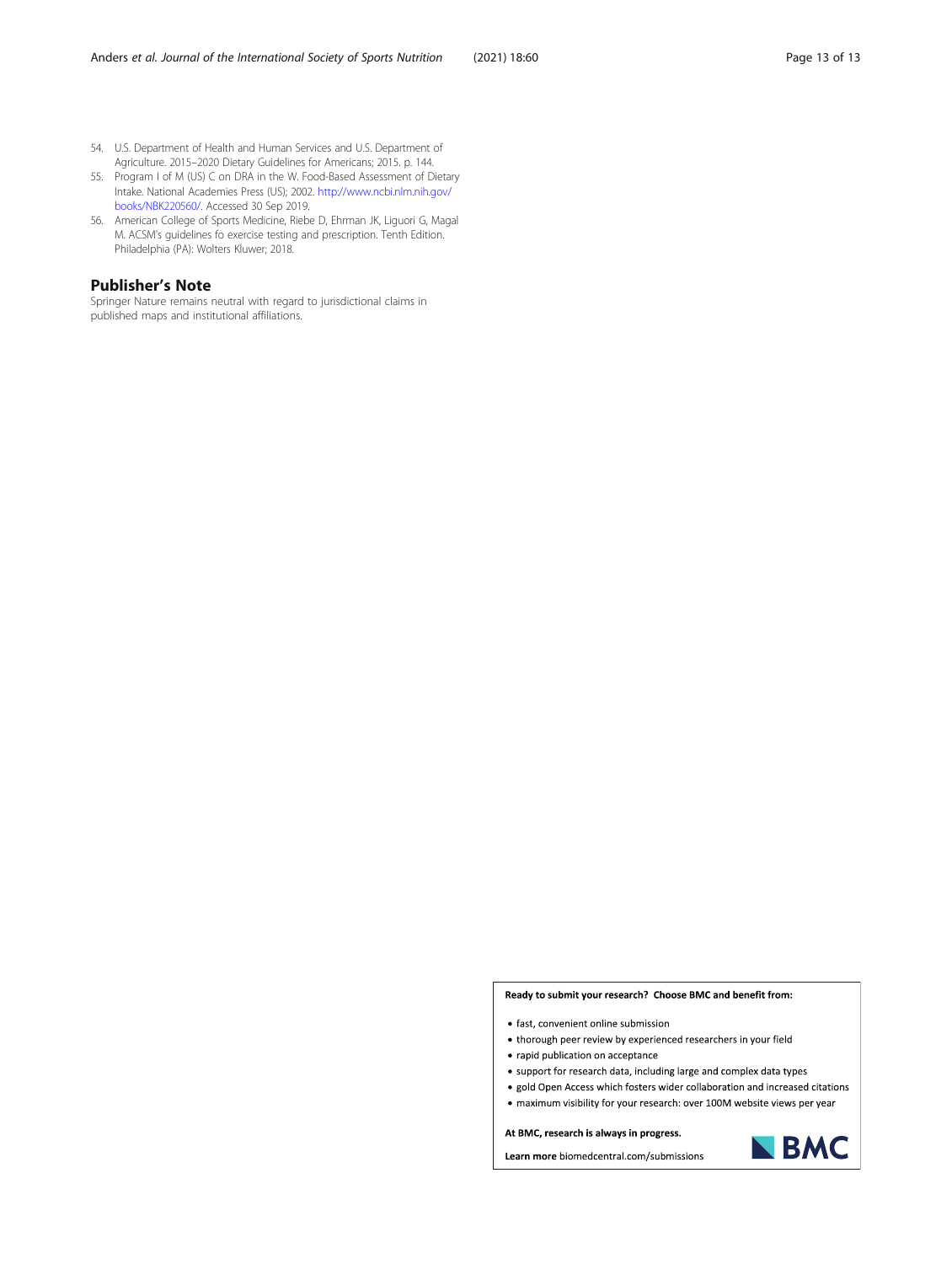54. U.S. Department of Health and Human Services and U.S. Department of Agriculture. 2015–2020 Dietary Guidelines for Americans; 2015. p. 144.
55. Program I of M (US) C on DRA in the W. Food-Based Assessment of Dietary Intake. National Academies Press (US); 2002. http://www.ncbi.nlm.nih.gov/books/NBK220560/. Accessed 30 Sep 2019.
56. American College of Sports Medicine, Riebe D, Ehrman JK, Liguori G, Magal M. ACSM's guidelines fo exercise testing and prescription. Tenth Edition. Philadelphia (PA): Wolters Kluwer; 2018.

## Publisher's Note

Springer Nature remains neutral with regard to jurisdictional claims in published maps and institutional affiliations.

**Ready to submit your research? Choose BMC and benefit from:**

- fast, convenient online submission
- thorough peer review by experienced researchers in your field
- rapid publication on acceptance
- support for research data, including large and complex data types
- gold Open Access which fosters wider collaboration and increased citations
- maximum visibility for your research: over 100M website views per year

**At BMC, research is always in progress.**

**Learn more** biomedcentral.com/submissions

BMC